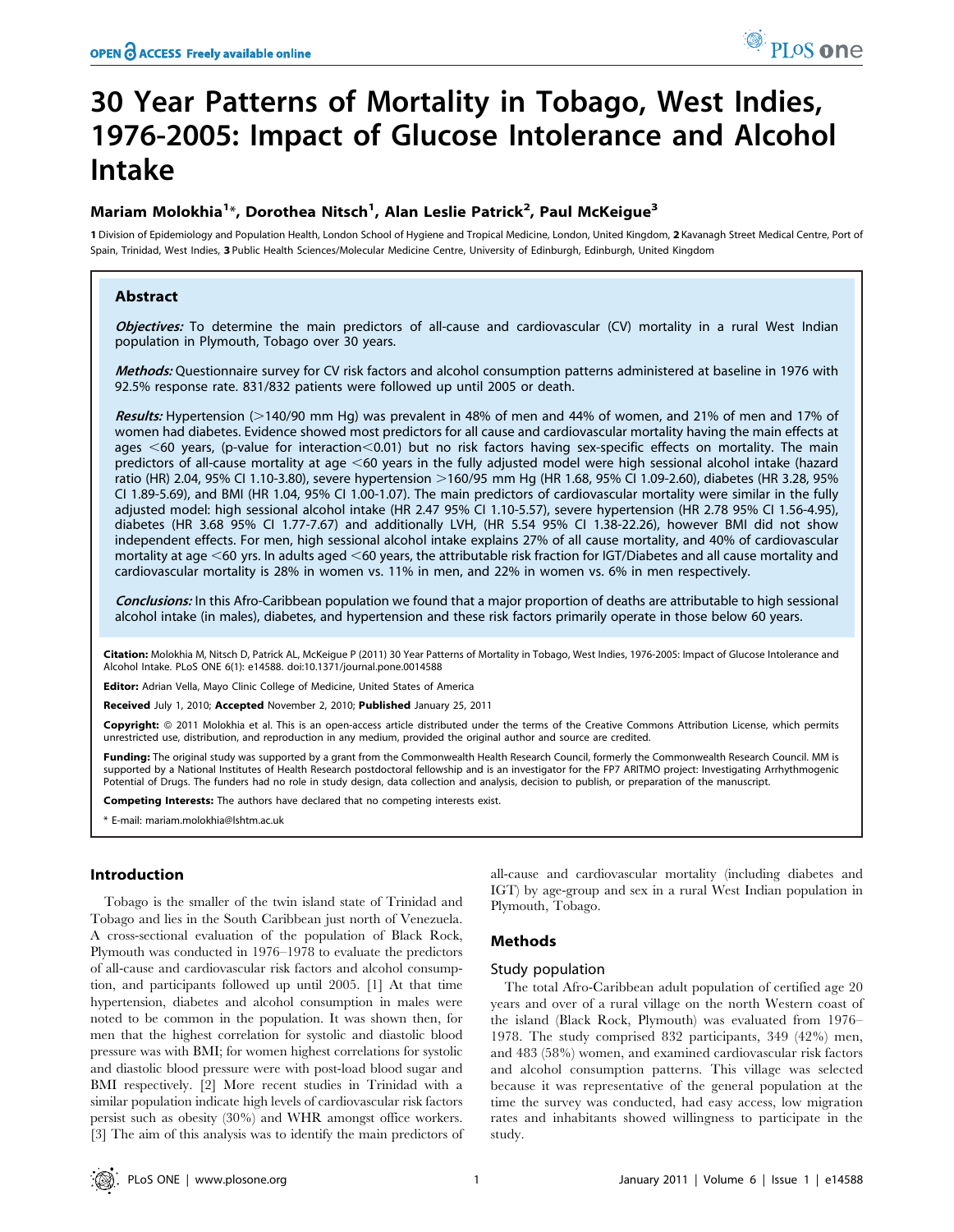# 30 Year Patterns of Mortality in Tobago, West Indies, 1976-2005: Impact of Glucose Intolerance and Alcohol Intake

**Mariam Molokhia[1]*, Dorothea Nitsch[1], Alan Leslie Patrick[2], Paul McKeigue[3]**

1 Division of Epidemiology and Population Health, London School of Hygiene and Tropical Medicine, London, United Kingdom, 2 Kavanagh Street Medical Centre, Port of Spain, Trinidad, West Indies, 3 Public Health Sciences/Molecular Medicine Centre, University of Edinburgh, Edinburgh, United Kingdom

## Abstract

***Objectives:*** To determine the main predictors of all-cause and cardiovascular (CV) mortality in a rural West Indian population in Plymouth, Tobago over 30 years.

***Methods:*** Questionnaire survey for CV risk factors and alcohol consumption patterns administered at baseline in 1976 with 92.5% response rate. 831/832 patients were followed up until 2005 or death.

***Results:*** Hypertension (>140/90 mm Hg) was prevalent in 48% of men and 44% of women, and 21% of men and 17% of women had diabetes. Evidence showed most predictors for all cause and cardiovascular mortality having the main effects at ages <60 years, (p-value for interaction<0.01) but no risk factors having sex-specific effects on mortality. The main predictors of all-cause mortality at age <60 years in the fully adjusted model were high sessional alcohol intake (hazard ratio (HR) 2.04, 95% CI 1.10-3.80), severe hypertension >160/95 mm Hg (HR 1.68, 95% CI 1.09-2.60), diabetes (HR 3.28, 95% CI 1.89-5.69), and BMI (HR 1.04, 95% CI 1.00-1.07). The main predictors of cardiovascular mortality were similar in the fully adjusted model: high sessional alcohol intake (HR 2.47 95% CI 1.10-5.57), severe hypertension (HR 2.78 95% CI 1.56-4.95), diabetes (HR 3.68 95% CI 1.77-7.67) and additionally LVH, (HR 5.54 95% CI 1.38-22.26), however BMI did not show independent effects. For men, high sessional alcohol intake explains 27% of all cause mortality, and 40% of cardiovascular mortality at age <60 yrs. In adults aged <60 years, the attributable risk fraction for IGT/Diabetes and all cause mortality and cardiovascular mortality is 28% in women vs. 11% in men, and 22% in women vs. 6% in men respectively.

***Conclusions:*** In this Afro-Caribbean population we found that a major proportion of deaths are attributable to high sessional alcohol intake (in males), diabetes, and hypertension and these risk factors primarily operate in those below 60 years.

**Citation:** Molokhia M, Nitsch D, Patrick AL, McKeigue P (2011) 30 Year Patterns of Mortality in Tobago, West Indies, 1976-2005: Impact of Glucose Intolerance and Alcohol Intake. PLoS ONE 6(1): e14588. doi:10.1371/journal.pone.0014588

**Editor:** Adrian Vella, Mayo Clinic College of Medicine, United States of America

**Received** July 1, 2010; **Accepted** November 2, 2010; **Published** January 25, 2011

**Copyright:** © 2011 Molokhia et al. This is an open-access article distributed under the terms of the Creative Commons Attribution License, which permits unrestricted use, distribution, and reproduction in any medium, provided the original author and source are credited.

**Funding:** The original study was supported by a grant from the Commonwealth Health Research Council, formerly the Commonwealth Research Council. MM is supported by a National Institutes of Health Research postdoctoral fellowship and is an investigator for the FP7 ARITMO project: Investigating Arrhythmogenic Potential of Drugs. The funders had no role in study design, data collection and analysis, decision to publish, or preparation of the manuscript.

**Competing Interests:** The authors have declared that no competing interests exist.

\* E-mail: mariam.molokhia@lshtm.ac.uk

## Introduction

Tobago is the smaller of the twin island state of Trinidad and Tobago and lies in the South Caribbean just north of Venezuela. A cross-sectional evaluation of the population of Black Rock, Plymouth was conducted in 1976–1978 to evaluate the predictors of all-cause and cardiovascular risk factors and alcohol consumption, and participants followed up until 2005. [1] At that time hypertension, diabetes and alcohol consumption in males were noted to be common in the population. It was shown then, for men that the highest correlation for systolic and diastolic blood pressure was with BMI; for women highest correlations for systolic and diastolic blood pressure were with post-load blood sugar and BMI respectively. [2] More recent studies in Trinidad with a similar population indicate high levels of cardiovascular risk factors persist such as obesity (30%) and WHR amongst office workers. [3] The aim of this analysis was to identify the main predictors of all-cause and cardiovascular mortality (including diabetes and IGT) by age-group and sex in a rural West Indian population in Plymouth, Tobago.

## Methods

### Study population

The total Afro-Caribbean adult population of certified age 20 years and over of a rural village on the north Western coast of the island (Black Rock, Plymouth) was evaluated from 1976–1978. The study comprised 832 participants, 349 (42%) men, and 483 (58%) women, and examined cardiovascular risk factors and alcohol consumption patterns. This village was selected because it was representative of the general population at the time the survey was conducted, had easy access, low migration rates and inhabitants showed willingness to participate in the study.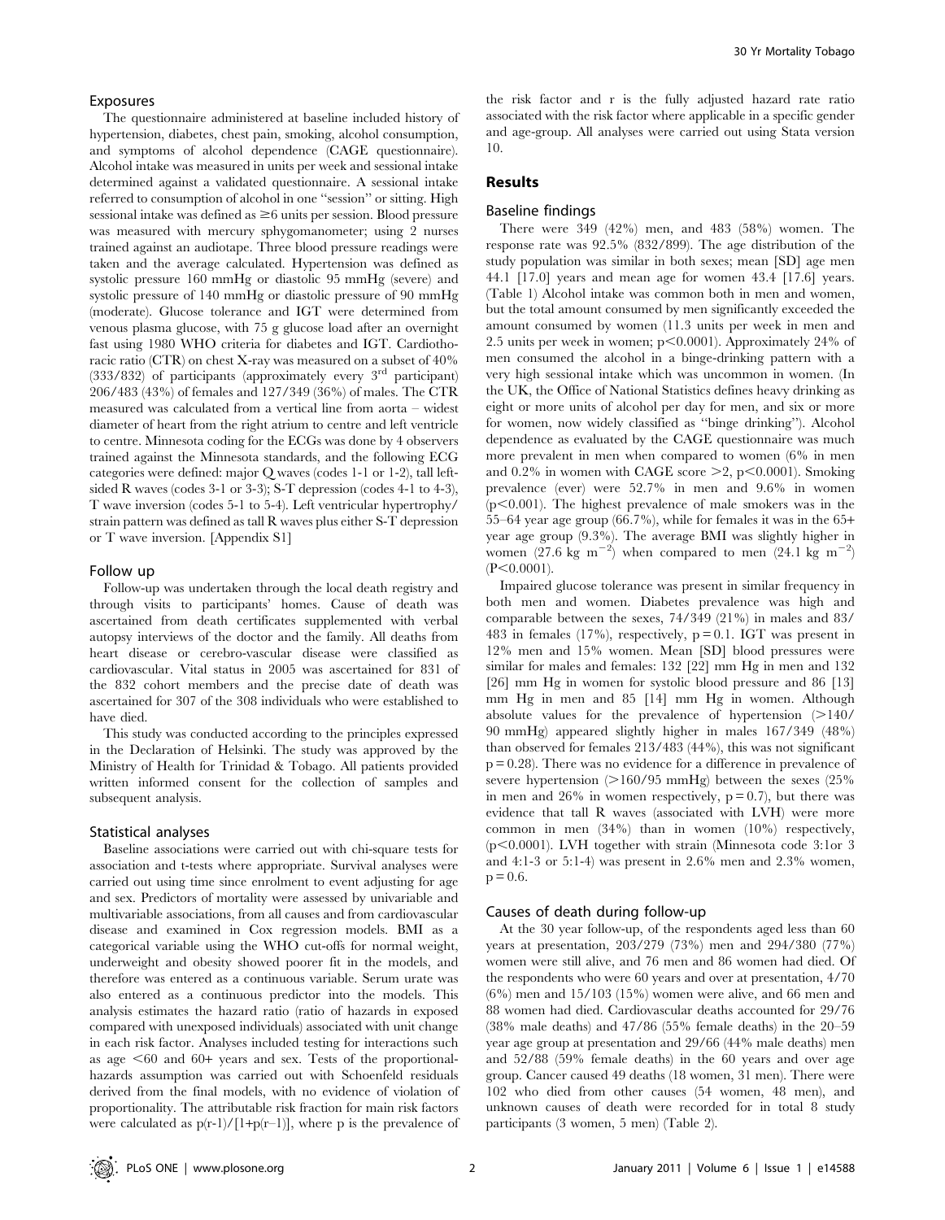### Exposures

The questionnaire administered at baseline included history of hypertension, diabetes, chest pain, smoking, alcohol consumption, and symptoms of alcohol dependence (CAGE questionnaire). Alcohol intake was measured in units per week and sessional intake determined against a validated questionnaire. A sessional intake referred to consumption of alcohol in one "session" or sitting. High sessional intake was defined as ≥6 units per session. Blood pressure was measured with mercury sphygomanometer; using 2 nurses trained against an audiotape. Three blood pressure readings were taken and the average calculated. Hypertension was defined as systolic pressure 160 mmHg or diastolic 95 mmHg (severe) and systolic pressure of 140 mmHg or diastolic pressure of 90 mmHg (moderate). Glucose tolerance and IGT were determined from venous plasma glucose, with 75 g glucose load after an overnight fast using 1980 WHO criteria for diabetes and IGT. Cardiothoracic ratio (CTR) on chest X-ray was measured on a subset of 40% (333/832) of participants (approximately every 3rd participant) 206/483 (43%) of females and 127/349 (36%) of males. The CTR measured was calculated from a vertical line from aorta – widest diameter of heart from the right atrium to centre and left ventricle to centre. Minnesota coding for the ECGs was done by 4 observers trained against the Minnesota standards, and the following ECG categories were defined: major Q waves (codes 1-1 or 1-2), tall left-sided R waves (codes 3-1 or 3-3); S-T depression (codes 4-1 to 4-3), T wave inversion (codes 5-1 to 5-4). Left ventricular hypertrophy/strain pattern was defined as tall R waves plus either S-T depression or T wave inversion. [Appendix S1]

### Follow up

Follow-up was undertaken through the local death registry and through visits to participants' homes. Cause of death was ascertained from death certificates supplemented with verbal autopsy interviews of the doctor and the family. All deaths from heart disease or cerebro-vascular disease were classified as cardiovascular. Vital status in 2005 was ascertained for 831 of the 832 cohort members and the precise date of death was ascertained for 307 of the 308 individuals who were established to have died.

This study was conducted according to the principles expressed in the Declaration of Helsinki. The study was approved by the Ministry of Health for Trinidad & Tobago. All patients provided written informed consent for the collection of samples and subsequent analysis.

### Statistical analyses

Baseline associations were carried out with chi-square tests for association and t-tests where appropriate. Survival analyses were carried out using time since enrolment to event adjusting for age and sex. Predictors of mortality were assessed by univariable and multivariable associations, from all causes and from cardiovascular disease and examined in Cox regression models. BMI as a categorical variable using the WHO cut-offs for normal weight, underweight and obesity showed poorer fit in the models, and therefore was entered as a continuous variable. Serum urate was also entered as a continuous predictor into the models. This analysis estimates the hazard ratio (ratio of hazards in exposed compared with unexposed individuals) associated with unit change in each risk factor. Analyses included testing for interactions such as age <60 and 60+ years and sex. Tests of the proportional-hazards assumption was carried out with Schoenfeld residuals derived from the final models, with no evidence of violation of proportionality. The attributable risk fraction for main risk factors were calculated as $p(r-1)/[1+p(r-1)]$, where p is the prevalence of the risk factor and r is the fully adjusted hazard rate ratio associated with the risk factor where applicable in a specific gender and age-group. All analyses were carried out using Stata version 10.

## Results

### Baseline findings

There were 349 (42%) men, and 483 (58%) women. The response rate was 92.5% (832/899). The age distribution of the study population was similar in both sexes; mean [SD] age men 44.1 [17.0] years and mean age for women 43.4 [17.6] years. (Table 1) Alcohol intake was common both in men and women, but the total amount consumed by men significantly exceeded the amount consumed by women (11.3 units per week in men and 2.5 units per week in women; $p<0.0001$). Approximately 24% of men consumed the alcohol in a binge-drinking pattern with a very high sessional intake which was uncommon in women. (In the UK, the Office of National Statistics defines heavy drinking as eight or more units of alcohol per day for men, and six or more for women, now widely classified as "binge drinking"). Alcohol dependence as evaluated by the CAGE questionnaire was much more prevalent in men when compared to women (6% in men and 0.2% in women with CAGE score >2, $p<0.0001$). Smoking prevalence (ever) were 52.7% in men and 9.6% in women ($p<0.001$). The highest prevalence of male smokers was in the 55–64 year age group (66.7%), while for females it was in the 65+ year age group (9.3%). The average BMI was slightly higher in women (27.6 kg $m^{-2}$) when compared to men (24.1 kg $m^{-2}$) ($P<0.0001$).

Impaired glucose tolerance was present in similar frequency in both men and women. Diabetes prevalence was high and comparable between the sexes, 74/349 (21%) in males and 83/483 in females (17%), respectively, $p=0.1$. IGT was present in 12% men and 15% women. Mean [SD] blood pressures were similar for males and females: 132 [22] mm Hg in men and 132 [26] mm Hg in women for systolic blood pressure and 86 [13] mm Hg in men and 85 [14] mm Hg in women. Although absolute values for the prevalence of hypertension (>140/90 mmHg) appeared slightly higher in males 167/349 (48%) than observed for females 213/483 (44%), this was not significant $p=0.28$). There was no evidence for a difference in prevalence of severe hypertension (>160/95 mmHg) between the sexes (25% in men and 26% in women respectively, $p=0.7$), but there was evidence that tall R waves (associated with LVH) were more common in men (34%) than in women (10%) respectively, ($p<0.0001$). LVH together with strain (Minnesota code 3:1or 3 and 4:1-3 or 5:1-4) was present in 2.6% men and 2.3% women, $p=0.6$.

### Causes of death during follow-up

At the 30 year follow-up, of the respondents aged less than 60 years at presentation, 203/279 (73%) men and 294/380 (77%) women were still alive, and 76 men and 86 women had died. Of the respondents who were 60 years and over at presentation, 4/70 (6%) men and 15/103 (15%) women were alive, and 66 men and 88 women had died. Cardiovascular deaths accounted for 29/76 (38% male deaths) and 47/86 (55% female deaths) in the 20–59 year age group at presentation and 29/66 (44% male deaths) men and 52/88 (59% female deaths) in the 60 years and over age group. Cancer caused 49 deaths (18 women, 31 men). There were 102 who died from other causes (54 women, 48 men), and unknown causes of death were recorded for in total 8 study participants (3 women, 5 men) (Table 2).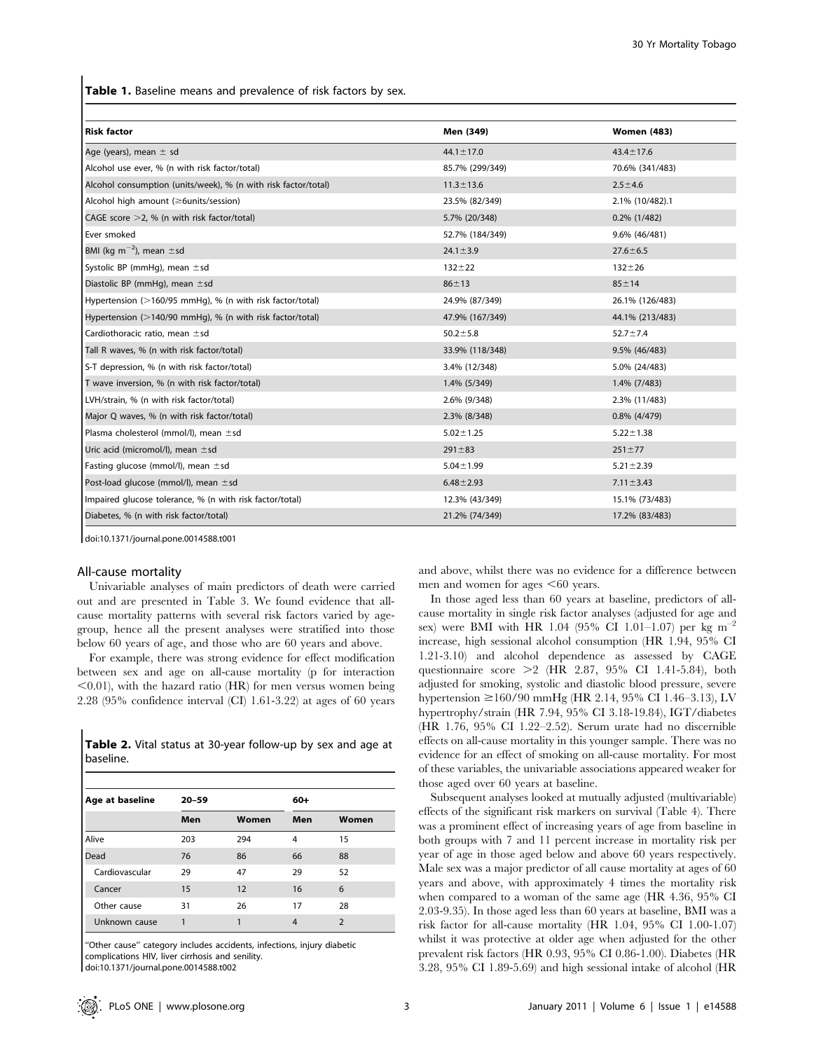**Table 1.** Baseline means and prevalence of risk factors by sex.

| Risk factor | Men (349) | Women (483) |
| --- | --- | --- |
| Age (years), mean ± sd | 44.1±17.0 | 43.4±17.6 |
| Alcohol use ever, % (n with risk factor/total) | 85.7% (299/349) | 70.6% (341/483) |
| Alcohol consumption (units/week), % (n with risk factor/total) | 11.3±13.6 | 2.5±4.6 |
| Alcohol high amount (≥6units/session) | 23.5% (82/349) | 2.1% (10/482).1 |
| CAGE score >2, % (n with risk factor/total) | 5.7% (20/348) | 0.2% (1/482) |
| Ever smoked | 52.7% (184/349) | 9.6% (46/481) |
| BMI (kg $m^{-2}$), mean ±sd | 24.1±3.9 | 27.6±6.5 |
| Systolic BP (mmHg), mean ±sd | 132±22 | 132±26 |
| Diastolic BP (mmHg), mean ±sd | 86±13 | 85±14 |
| Hypertension (>160/95 mmHg), % (n with risk factor/total) | 24.9% (87/349) | 26.1% (126/483) |
| Hypertension (>140/90 mmHg), % (n with risk factor/total) | 47.9% (167/349) | 44.1% (213/483) |
| Cardiothoracic ratio, mean ±sd | 50.2±5.8 | 52.7±7.4 |
| Tall R waves, % (n with risk factor/total) | 33.9% (118/348) | 9.5% (46/483) |
| S-T depression, % (n with risk factor/total) | 3.4% (12/348) | 5.0% (24/483) |
| T wave inversion, % (n with risk factor/total) | 1.4% (5/349) | 1.4% (7/483) |
| LVH/strain, % (n with risk factor/total) | 2.6% (9/348) | 2.3% (11/483) |
| Major Q waves, % (n with risk factor/total) | 2.3% (8/348) | 0.8% (4/479) |
| Plasma cholesterol (mmol/l), mean ±sd | 5.02±1.25 | 5.22±1.38 |
| Uric acid (micromol/l), mean ±sd | 291±83 | 251±77 |
| Fasting glucose (mmol/l), mean ±sd | 5.04±1.99 | 5.21±2.39 |
| Post-load glucose (mmol/l), mean ±sd | 6.48±2.93 | 7.11±3.43 |
| Impaired glucose tolerance, % (n with risk factor/total) | 12.3% (43/349) | 15.1% (73/483) |
| Diabetes, % (n with risk factor/total) | 21.2% (74/349) | 17.2% (83/483) |

doi:10.1371/journal.pone.0014588.t001

## All-cause mortality

Univariable analyses of main predictors of death were carried out and are presented in Table 3. We found evidence that all-cause mortality patterns with several risk factors varied by age-group, hence all the present analyses were stratified into those below 60 years of age, and those who are 60 years and above.

For example, there was strong evidence for effect modification between sex and age on all-cause mortality (p for interaction <0.01), with the hazard ratio (HR) for men versus women being 2.28 (95% confidence interval (CI) 1.61-3.22) at ages of 60 years and above, whilst there was no evidence for a difference between men and women for ages <60 years.

**Table 2.** Vital status at 30-year follow-up by sex and age at baseline.

| Age at baseline | 20–59 | | 60+ | |
| --- | --- | --- | --- | --- |
| | Men | Women | Men | Women |
| Alive | 203 | 294 | 4 | 15 |
| Dead | 76 | 86 | 66 | 88 |
| Cardiovascular | 29 | 47 | 29 | 52 |
| Cancer | 15 | 12 | 16 | 6 |
| Other cause | 31 | 26 | 17 | 28 |
| Unknown cause | 1 | 1 | 4 | 2 |

"Other cause" category includes accidents, infections, injury diabetic complications HIV, liver cirrhosis and senility.
doi:10.1371/journal.pone.0014588.t002

In those aged less than 60 years at baseline, predictors of all-cause mortality in single risk factor analyses (adjusted for age and sex) were BMI with HR 1.04 (95% CI 1.01–1.07) per kg $m^{-2}$ increase, high sessional alcohol consumption (HR 1.94, 95% CI 1.21-3.10) and alcohol dependence as assessed by CAGE questionnaire score >2 (HR 2.87, 95% CI 1.41-5.84), both adjusted for smoking, systolic and diastolic blood pressure, severe hypertension ≥160/90 mmHg (HR 2.14, 95% CI 1.46–3.13), LV hypertrophy/strain (HR 7.94, 95% CI 3.18-19.84), IGT/diabetes (HR 1.76, 95% CI 1.22–2.52). Serum urate had no discernible effects on all-cause mortality in this younger sample. There was no evidence for an effect of smoking on all-cause mortality. For most of these variables, the univariable associations appeared weaker for those aged over 60 years at baseline.

Subsequent analyses looked at mutually adjusted (multivariable) effects of the significant risk markers on survival (Table 4). There was a prominent effect of increasing years of age from baseline in both groups with 7 and 11 percent increase in mortality risk per year of age in those aged below and above 60 years respectively. Male sex was a major predictor of all cause mortality at ages of 60 years and above, with approximately 4 times the mortality risk when compared to a woman of the same age (HR 4.36, 95% CI 2.03-9.35). In those aged less than 60 years at baseline, BMI was a risk factor for all-cause mortality (HR 1.04, 95% CI 1.00-1.07) whilst it was protective at older age when adjusted for the other prevalent risk factors (HR 0.93, 95% CI 0.86-1.00). Diabetes (HR 3.28, 95% CI 1.89-5.69) and high sessional intake of alcohol (HR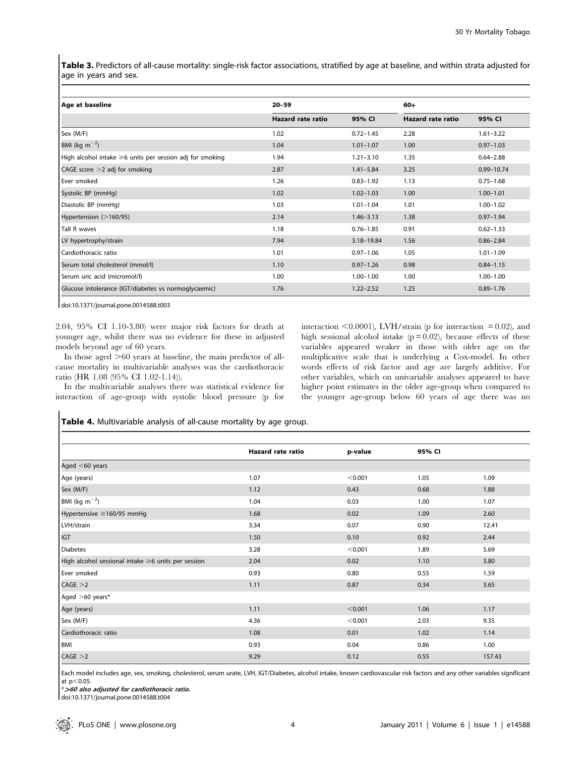**Table 3.** Predictors of all-cause mortality: single-risk factor associations, stratified by age at baseline, and within strata adjusted for age in years and sex.

| Age at baseline | 20–59 | | 60+ | |
|---|---|---|---|---|
| | **Hazard rate ratio** | **95% CI** | **Hazard rate ratio** | **95% CI** |
| Sex (M/F) | 1.02 | 0.72–1.45 | 2.28 | 1.61–3.22 |
| BMI (kg $m^{-2}$) | 1.04 | 1.01–1.07 | 1.00 | 0.97–1.03 |
| High alcohol intake ≥6 units per session adj for smoking | 1.94 | 1.21–3.10 | 1.35 | 0.64–2.88 |
| CAGE score >2 adj for smoking | 2.87 | 1.41–5.84 | 3.25 | 0.99–10.74 |
| Ever smoked | 1.26 | 0.83–1.92 | 1.13 | 0.75–1.68 |
| Systolic BP (mmHg) | 1.02 | 1.02–1.03 | 1.00 | 1.00–1.01 |
| Diastolic BP (mmHg) | 1.03 | 1.01–1.04 | 1.01 | 1.00–1.02 |
| Hypertension (>160/95) | 2.14 | 1.46–3.13 | 1.38 | 0.97–1.94 |
| Tall R waves | 1.18 | 0.76–1.85 | 0.91 | 0.62–1.33 |
| LV hypertrophy/strain | 7.94 | 3.18–19.84 | 1.56 | 0.86–2.84 |
| Cardiothoracic ratio | 1.01 | 0.97–1.06 | 1.05 | 1.01–1.09 |
| Serum total cholesterol (mmol/l) | 1.10 | 0.97–1.26 | 0.98 | 0.84–1.15 |
| Serum uric acid (micromol/l) | 1.00 | 1.00–1.00 | 1.00 | 1.00–1.00 |
| Glucose intolerance (IGT/diabetes vs normoglycaemic) | 1.76 | 1.22–2.52 | 1.25 | 0.89–1.76 |

doi:10.1371/journal.pone.0014588.t003

2.04, 95% CI 1.10-3.80) were major risk factors for death at younger age, whilst there was no evidence for these in adjusted models beyond age of 60 years.

In those aged >60 years at baseline, the main predictor of all-cause mortality in multivariable analyses was the cardiothoracic ratio (HR 1.08 (95% CI 1.02-1.14)).

In the multivariable analyses there was statistical evidence for interaction of age-group with systolic blood pressure (p for interaction <0.0001), LVH/strain (p for interaction = 0.02), and high sessional alcohol intake (p = 0.02), because effects of these variables appeared weaker in those with older age on the multiplicative scale that is underlying a Cox-model. In other words effects of risk factor and age are largely additive. For other variables, which on univariable analyses appeared to have higher point estimates in the older age-group when compared to the younger age-group below 60 years of age there was no

**Table 4.** Multivariable analysis of all-cause mortality by age group.

| | Hazard rate ratio | p-value | 95% CI | |
|---|---|---|---|---|
| Aged <60 years | | | | |
| Age (years) | 1.07 | <0.001 | 1.05 | 1.09 |
| Sex (M/F) | 1.12 | 0.43 | 0.68 | 1.88 |
| BMI (kg $m^{-2}$) | 1.04 | 0.03 | 1.00 | 1.07 |
| Hypertensive ≥160/95 mmHg | 1.68 | 0.02 | 1.09 | 2.60 |
| LVH/strain | 3.34 | 0.07 | 0.90 | 12.41 |
| IGT | 1.50 | 0.10 | 0.92 | 2.44 |
| Diabetes | 3.28 | <0.001 | 1.89 | 5.69 |
| High alcohol sessional intake ≥6 units per session | 2.04 | 0.02 | 1.10 | 3.80 |
| Ever smoked | 0.93 | 0.80 | 0.55 | 1.59 |
| CAGE >2 | 1.11 | 0.87 | 0.34 | 3.65 |
| Aged >60 years* | | | | |
| Age (years) | 1.11 | <0.001 | 1.06 | 1.17 |
| Sex (M/F) | 4.36 | <0.001 | 2.03 | 9.35 |
| Cardiothoracic ratio | 1.08 | 0.01 | 1.02 | 1.14 |
| BMI | 0.93 | 0.04 | 0.86 | 1.00 |
| CAGE >2 | 9.29 | 0.12 | 0.55 | 157.43 |

Each model includes age, sex, smoking, cholesterol, serum urate, LVH, IGT/Diabetes, alcohol intake, known cardiovascular risk factors and any other variables significant at $p<0.05$.

**\*>60 also adjusted for cardiothoracic ratio.**

doi:10.1371/journal.pone.0014588.t004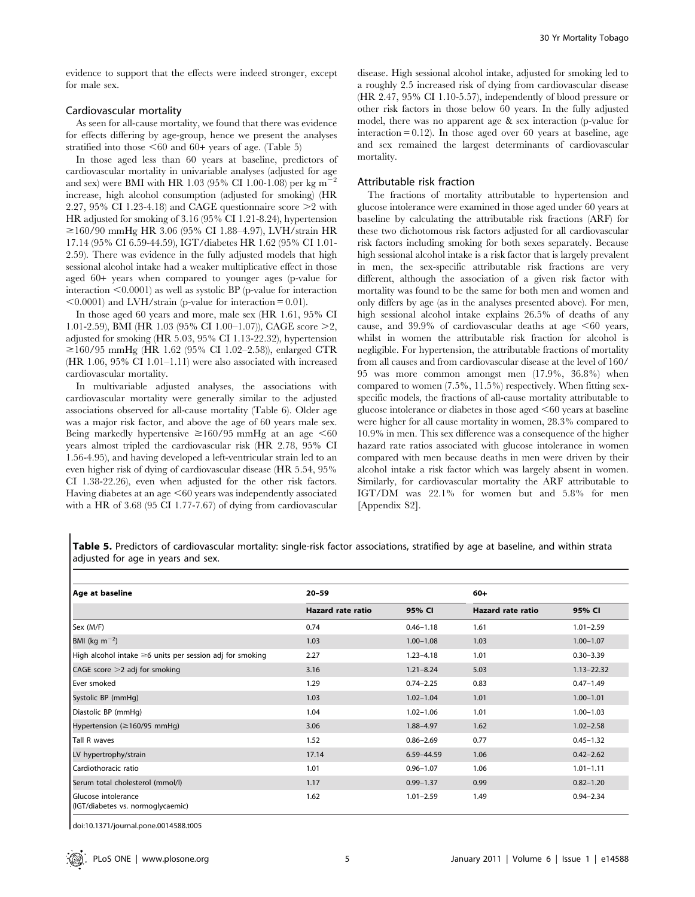evidence to support that the effects were indeed stronger, except for male sex.

### Cardiovascular mortality

As seen for all-cause mortality, we found that there was evidence for effects differing by age-group, hence we present the analyses stratified into those <60 and 60+ years of age. (Table 5)

In those aged less than 60 years at baseline, predictors of cardiovascular mortality in univariable analyses (adjusted for age and sex) were BMI with HR 1.03 (95% CI 1.00-1.08) per kg $m^{-2}$ increase, high alcohol consumption (adjusted for smoking) (HR 2.27, 95% CI 1.23-4.18) and CAGE questionnaire score >2 with HR adjusted for smoking of 3.16 (95% CI 1.21-8.24), hypertension ≥160/90 mmHg HR 3.06 (95% CI 1.88–4.97), LVH/strain HR 17.14 (95% CI 6.59-44.59), IGT/diabetes HR 1.62 (95% CI 1.01-2.59). There was evidence in the fully adjusted models that high sessional alcohol intake had a weaker multiplicative effect in those aged 60+ years when compared to younger ages (p-value for interaction <0.0001) as well as systolic BP (p-value for interaction <0.0001) and LVH/strain (p-value for interaction = 0.01).

In those aged 60 years and more, male sex (HR 1.61, 95% CI 1.01-2.59), BMI (HR 1.03 (95% CI 1.00–1.07)), CAGE score >2, adjusted for smoking (HR 5.03, 95% CI 1.13-22.32), hypertension ≥160/95 mmHg (HR 1.62 (95% CI 1.02–2.58)), enlarged CTR (HR 1.06, 95% CI 1.01–1.11) were also associated with increased cardiovascular mortality.

In multivariable adjusted analyses, the associations with cardiovascular mortality were generally similar to the adjusted associations observed for all-cause mortality (Table 6). Older age was a major risk factor, and above the age of 60 years male sex. Being markedly hypertensive ≥160/95 mmHg at an age <60 years almost tripled the cardiovascular risk (HR 2.78, 95% CI 1.56-4.95), and having developed a left-ventricular strain led to an even higher risk of dying of cardiovascular disease (HR 5.54, 95% CI 1.38-22.26), even when adjusted for the other risk factors. Having diabetes at an age <60 years was independently associated with a HR of 3.68 (95 CI 1.77-7.67) of dying from cardiovascular disease. High sessional alcohol intake, adjusted for smoking led to a roughly 2.5 increased risk of dying from cardiovascular disease (HR 2.47, 95% CI 1.10-5.57), independently of blood pressure or other risk factors in those below 60 years. In the fully adjusted model, there was no apparent age & sex interaction (p-value for interaction = 0.12). In those aged over 60 years at baseline, age and sex remained the largest determinants of cardiovascular mortality.

### Attributable risk fraction

The fractions of mortality attributable to hypertension and glucose intolerance were examined in those aged under 60 years at baseline by calculating the attributable risk fractions (ARF) for these two dichotomous risk factors adjusted for all cardiovascular risk factors including smoking for both sexes separately. Because high sessional alcohol intake is a risk factor that is largely prevalent in men, the sex-specific attributable risk fractions are very different, although the association of a given risk factor with mortality was found to be the same for both men and women and only differs by age (as in the analyses presented above). For men, high sessional alcohol intake explains 26.5% of deaths of any cause, and 39.9% of cardiovascular deaths at age <60 years, whilst in women the attributable risk fraction for alcohol is negligible. For hypertension, the attributable fractions of mortality from all causes and from cardiovascular disease at the level of 160/95 was more common amongst men (17.9%, 36.8%) when compared to women (7.5%, 11.5%) respectively. When fitting sex-specific models, the fractions of all-cause mortality attributable to glucose intolerance or diabetes in those aged <60 years at baseline were higher for all cause mortality in women, 28.3% compared to 10.9% in men. This sex difference was a consequence of the higher hazard rate ratios associated with glucose intolerance in women compared with men because deaths in men were driven by their alcohol intake a risk factor which was largely absent in women. Similarly, for cardiovascular mortality the ARF attributable to IGT/DM was 22.1% for women but and 5.8% for men [Appendix S2].

**Table 5.** Predictors of cardiovascular mortality: single-risk factor associations, stratified by age at baseline, and within strata adjusted for age in years and sex.

| Age at baseline | 20–59 | | 60+ | |
|---|---|---|---|---|
| | **Hazard rate ratio** | **95% CI** | **Hazard rate ratio** | **95% CI** |
| Sex (M/F) | 0.74 | 0.46–1.18 | 1.61 | 1.01–2.59 |
| BMI (kg $m^{-2}$) | 1.03 | 1.00–1.08 | 1.03 | 1.00–1.07 |
| High alcohol intake ≥6 units per session adj for smoking | 2.27 | 1.23–4.18 | 1.01 | 0.30–3.39 |
| CAGE score >2 adj for smoking | 3.16 | 1.21–8.24 | 5.03 | 1.13–22.32 |
| Ever smoked | 1.29 | 0.74–2.25 | 0.83 | 0.47–1.49 |
| Systolic BP (mmHg) | 1.03 | 1.02–1.04 | 1.01 | 1.00–1.01 |
| Diastolic BP (mmHg) | 1.04 | 1.02–1.06 | 1.01 | 1.00–1.03 |
| Hypertension (≥160/95 mmHg) | 3.06 | 1.88–4.97 | 1.62 | 1.02–2.58 |
| Tall R waves | 1.52 | 0.86–2.69 | 0.77 | 0.45–1.32 |
| LV hypertrophy/strain | 17.14 | 6.59–44.59 | 1.06 | 0.42–2.62 |
| Cardiothoracic ratio | 1.01 | 0.96–1.07 | 1.06 | 1.01–1.11 |
| Serum total cholesterol (mmol/l) | 1.17 | 0.99–1.37 | 0.99 | 0.82–1.20 |
| Glucose intolerance (IGT/diabetes vs. normoglycaemic) | 1.62 | 1.01–2.59 | 1.49 | 0.94–2.34 |

doi:10.1371/journal.pone.0014588.t005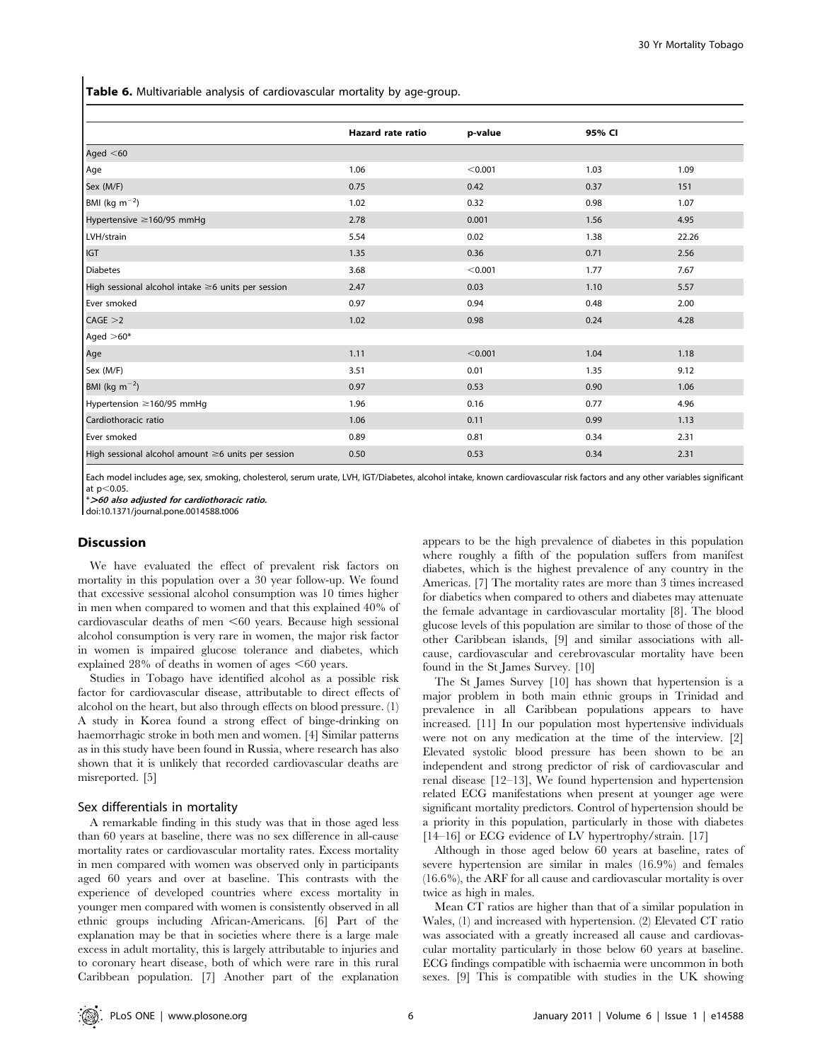**Table 6.** Multivariable analysis of cardiovascular mortality by age-group.

| | Hazard rate ratio | p-value | 95% CI | |
|---|---|---|---|---|
| Aged <60 | | | | |
| Age | 1.06 | <0.001 | 1.03 | 1.09 |
| Sex (M/F) | 0.75 | 0.42 | 0.37 | 151 |
| BMI (kg $m^{-2}$) | 1.02 | 0.32 | 0.98 | 1.07 |
| Hypertensive ≥160/95 mmHg | 2.78 | 0.001 | 1.56 | 4.95 |
| LVH/strain | 5.54 | 0.02 | 1.38 | 22.26 |
| IGT | 1.35 | 0.36 | 0.71 | 2.56 |
| Diabetes | 3.68 | <0.001 | 1.77 | 7.67 |
| High sessional alcohol intake ≥6 units per session | 2.47 | 0.03 | 1.10 | 5.57 |
| Ever smoked | 0.97 | 0.94 | 0.48 | 2.00 |
| CAGE >2 | 1.02 | 0.98 | 0.24 | 4.28 |
| Aged >60* | | | | |
| Age | 1.11 | <0.001 | 1.04 | 1.18 |
| Sex (M/F) | 3.51 | 0.01 | 1.35 | 9.12 |
| BMI (kg $m^{-2}$) | 0.97 | 0.53 | 0.90 | 1.06 |
| Hypertension ≥160/95 mmHg | 1.96 | 0.16 | 0.77 | 4.96 |
| Cardiothoracic ratio | 1.06 | 0.11 | 0.99 | 1.13 |
| Ever smoked | 0.89 | 0.81 | 0.34 | 2.31 |
| High sessional alcohol amount ≥6 units per session | 0.50 | 0.53 | 0.34 | 2.31 |

Each model includes age, sex, smoking, cholesterol, serum urate, LVH, IGT/Diabetes, alcohol intake, known cardiovascular risk factors and any other variables significant at $p<0.05$.

*>60 also adjusted for cardiothoracic ratio.

doi:10.1371/journal.pone.0014588.t006

## Discussion

We have evaluated the effect of prevalent risk factors on mortality in this population over a 30 year follow-up. We found that excessive sessional alcohol consumption was 10 times higher in men when compared to women and that this explained 40% of cardiovascular deaths of men <60 years. Because high sessional alcohol consumption is very rare in women, the major risk factor in women is impaired glucose tolerance and diabetes, which explained 28% of deaths in women of ages <60 years.

Studies in Tobago have identified alcohol as a possible risk factor for cardiovascular disease, attributable to direct effects of alcohol on the heart, but also through effects on blood pressure. (1) A study in Korea found a strong effect of binge-drinking on haemorrhagic stroke in both men and women. [4] Similar patterns as in this study have been found in Russia, where research has also shown that it is unlikely that recorded cardiovascular deaths are misreported. [5]

### Sex differentials in mortality

A remarkable finding in this study was that in those aged less than 60 years at baseline, there was no sex difference in all-cause mortality rates or cardiovascular mortality rates. Excess mortality in men compared with women was observed only in participants aged 60 years and over at baseline. This contrasts with the experience of developed countries where excess mortality in younger men compared with women is consistently observed in all ethnic groups including African-Americans. [6] Part of the explanation may be that in societies where there is a large male excess in adult mortality, this is largely attributable to injuries and to coronary heart disease, both of which were rare in this rural Caribbean population. [7] Another part of the explanation appears to be the high prevalence of diabetes in this population where roughly a fifth of the population suffers from manifest diabetes, which is the highest prevalence of any country in the Americas. [7] The mortality rates are more than 3 times increased for diabetics when compared to others and diabetes may attenuate the female advantage in cardiovascular mortality [8]. The blood glucose levels of this population are similar to those of those of the other Caribbean islands, [9] and similar associations with all-cause, cardiovascular and cerebrovascular mortality have been found in the St James Survey. [10]

The St James Survey [10] has shown that hypertension is a major problem in both main ethnic groups in Trinidad and prevalence in all Caribbean populations appears to have increased. [11] In our population most hypertensive individuals were not on any medication at the time of the interview. [2] Elevated systolic blood pressure has been shown to be an independent and strong predictor of risk of cardiovascular and renal disease [12–13], We found hypertension and hypertension related ECG manifestations when present at younger age were significant mortality predictors. Control of hypertension should be a priority in this population, particularly in those with diabetes [14–16] or ECG evidence of LV hypertrophy/strain. [17]

Although in those aged below 60 years at baseline, rates of severe hypertension are similar in males (16.9%) and females (16.6%), the ARF for all cause and cardiovascular mortality is over twice as high in males.

Mean CT ratios are higher than that of a similar population in Wales, (1) and increased with hypertension. (2) Elevated CT ratio was associated with a greatly increased all cause and cardiovascular mortality particularly in those below 60 years at baseline. ECG findings compatible with ischaemia were uncommon in both sexes. [9] This is compatible with studies in the UK showing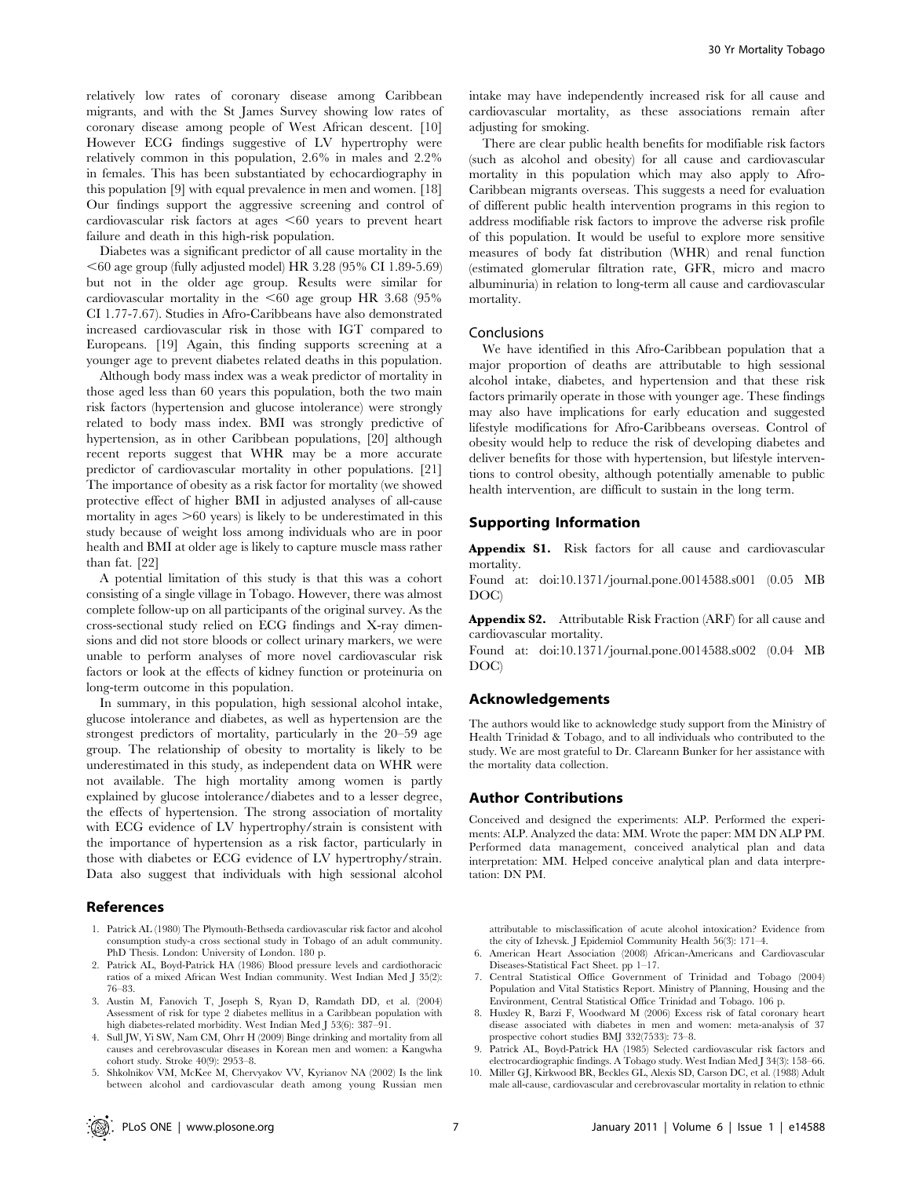relatively low rates of coronary disease among Caribbean migrants, and with the St James Survey showing low rates of coronary disease among people of West African descent. [10] However ECG findings suggestive of LV hypertrophy were relatively common in this population, 2.6% in males and 2.2% in females. This has been substantiated by echocardiography in this population [9] with equal prevalence in men and women. [18] Our findings support the aggressive screening and control of cardiovascular risk factors at ages <60 years to prevent heart failure and death in this high-risk population.

Diabetes was a significant predictor of all cause mortality in the <60 age group (fully adjusted model) HR 3.28 (95% CI 1.89-5.69) but not in the older age group. Results were similar for cardiovascular mortality in the <60 age group HR 3.68 (95% CI 1.77-7.67). Studies in Afro-Caribbeans have also demonstrated increased cardiovascular risk in those with IGT compared to Europeans. [19] Again, this finding supports screening at a younger age to prevent diabetes related deaths in this population.

Although body mass index was a weak predictor of mortality in those aged less than 60 years this population, both the two main risk factors (hypertension and glucose intolerance) were strongly related to body mass index. BMI was strongly predictive of hypertension, as in other Caribbean populations, [20] although recent reports suggest that WHR may be a more accurate predictor of cardiovascular mortality in other populations. [21] The importance of obesity as a risk factor for mortality (we showed protective effect of higher BMI in adjusted analyses of all-cause mortality in ages >60 years) is likely to be underestimated in this study because of weight loss among individuals who are in poor health and BMI at older age is likely to capture muscle mass rather than fat. [22]

A potential limitation of this study is that this was a cohort consisting of a single village in Tobago. However, there was almost complete follow-up on all participants of the original survey. As the cross-sectional study relied on ECG findings and X-ray dimensions and did not store bloods or collect urinary markers, we were unable to perform analyses of more novel cardiovascular risk factors or look at the effects of kidney function or proteinuria on long-term outcome in this population.

In summary, in this population, high sessional alcohol intake, glucose intolerance and diabetes, as well as hypertension are the strongest predictors of mortality, particularly in the 20–59 age group. The relationship of obesity to mortality is likely to be underestimated in this study, as independent data on WHR were not available. The high mortality among women is partly explained by glucose intolerance/diabetes and to a lesser degree, the effects of hypertension. The strong association of mortality with ECG evidence of LV hypertrophy/strain is consistent with the importance of hypertension as a risk factor, particularly in those with diabetes or ECG evidence of LV hypertrophy/strain. Data also suggest that individuals with high sessional alcohol intake may have independently increased risk for all cause and cardiovascular mortality, as these associations remain after adjusting for smoking.

There are clear public health benefits for modifiable risk factors (such as alcohol and obesity) for all cause and cardiovascular mortality in this population which may also apply to Afro-Caribbean migrants overseas. This suggests a need for evaluation of different public health intervention programs in this region to address modifiable risk factors to improve the adverse risk profile of this population. It would be useful to explore more sensitive measures of body fat distribution (WHR) and renal function (estimated glomerular filtration rate, GFR, micro and macro albuminuria) in relation to long-term all cause and cardiovascular mortality.

### Conclusions

We have identified in this Afro-Caribbean population that a major proportion of deaths are attributable to high sessional alcohol intake, diabetes, and hypertension and that these risk factors primarily operate in those with younger age. These findings may also have implications for early education and suggested lifestyle modifications for Afro-Caribbeans overseas. Control of obesity would help to reduce the risk of developing diabetes and deliver benefits for those with hypertension, but lifestyle interventions to control obesity, although potentially amenable to public health intervention, are difficult to sustain in the long term.

## Supporting Information

**Appendix S1.** Risk factors for all cause and cardiovascular mortality.
Found at: doi:10.1371/journal.pone.0014588.s001 (0.05 MB DOC)

**Appendix S2.** Attributable Risk Fraction (ARF) for all cause and cardiovascular mortality.
Found at: doi:10.1371/journal.pone.0014588.s002 (0.04 MB DOC)

## Acknowledgements

The authors would like to acknowledge study support from the Ministry of Health Trinidad & Tobago, and to all individuals who contributed to the study. We are most grateful to Dr. Clareann Bunker for her assistance with the mortality data collection.

## Author Contributions

Conceived and designed the experiments: ALP. Performed the experiments: ALP. Analyzed the data: MM. Wrote the paper: MM DN ALP PM. Performed data management, conceived analytical plan and data interpretation: MM. Helped conceive analytical plan and data interpretation: DN PM.

## References

1. Patrick AL (1980) The Plymouth-Bethseda cardiovascular risk factor and alcohol consumption study-a cross sectional study in Tobago of an adult community. PhD Thesis. London: University of London. 180 p.
2. Patrick AL, Boyd-Patrick HA (1986) Blood pressure levels and cardiothoracic ratios of a mixed African West Indian community. West Indian Med J 35(2): 76–83.
3. Austin M, Fanovich T, Joseph S, Ryan D, Ramdath DD, et al. (2004) Assessment of risk for type 2 diabetes mellitus in a Caribbean population with high diabetes-related morbidity. West Indian Med J 53(6): 387–91.
4. Sull JW, Yi SW, Nam CM, Ohrr H (2009) Binge drinking and mortality from all causes and cerebrovascular diseases in Korean men and women: a Kangwha cohort study. Stroke 40(9): 2953–8.
5. Shkolnikov VM, McKee M, Chervyakov VV, Kyrianov NA (2002) Is the link between alcohol and cardiovascular death among young Russian men attributable to misclassification of acute alcohol intoxication? Evidence from the city of Izhevsk. J Epidemiol Community Health 56(3): 171–4.
6. American Heart Association (2008) African-Americans and Cardiovascular Diseases-Statistical Fact Sheet. pp 1–17.
7. Central Statistical Office Government of Trinidad and Tobago (2004) Population and Vital Statistics Report. Ministry of Planning, Housing and the Environment, Central Statistical Office Trinidad and Tobago. 106 p.
8. Huxley R, Barzi F, Woodward M (2006) Excess risk of fatal coronary heart disease associated with diabetes in men and women: meta-analysis of 37 prospective cohort studies BMJ 332(7533): 73–8.
9. Patrick AL, Boyd-Patrick HA (1985) Selected cardiovascular risk factors and electrocardiographic findings. A Tobago study. West Indian Med J 34(3): 158–66.
10. Miller GJ, Kirkwood BR, Beckles GL, Alexis SD, Carson DC, et al. (1988) Adult male all-cause, cardiovascular and cerebrovascular mortality in relation to ethnic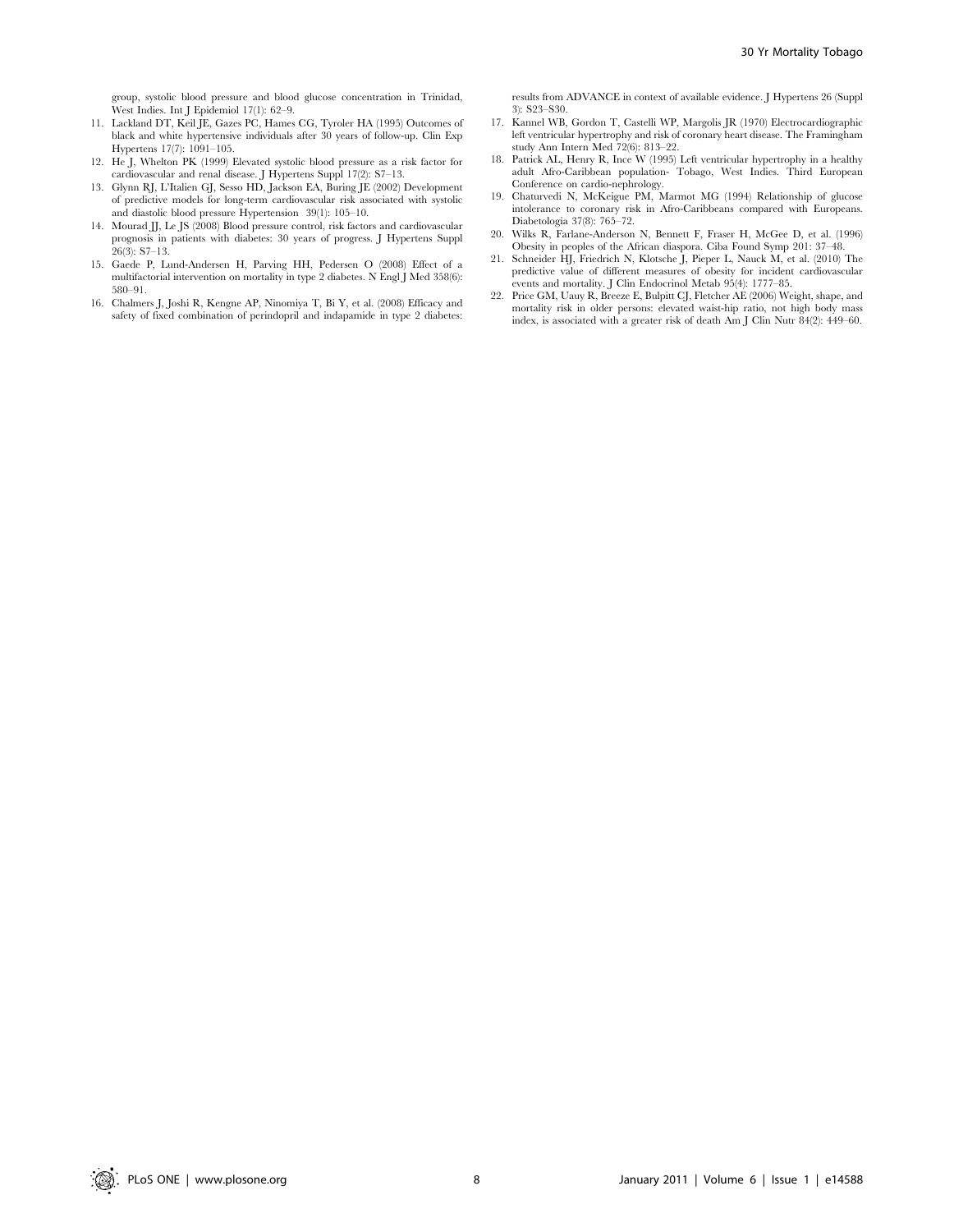group, systolic blood pressure and blood glucose concentration in Trinidad, West Indies. Int J Epidemiol 17(1): 62–9.

11. Lackland DT, Keil JE, Gazes PC, Hames CG, Tyroler HA (1995) Outcomes of black and white hypertensive individuals after 30 years of follow-up. Clin Exp Hypertens 17(7): 1091–105.
12. He J, Whelton PK (1999) Elevated systolic blood pressure as a risk factor for cardiovascular and renal disease. J Hypertens Suppl 17(2): S7–13.
13. Glynn RJ, L'Italien GJ, Sesso HD, Jackson EA, Buring JE (2002) Development of predictive models for long-term cardiovascular risk associated with systolic and diastolic blood pressure Hypertension 39(1): 105–10.
14. Mourad JJ, Le JS (2008) Blood pressure control, risk factors and cardiovascular prognosis in patients with diabetes: 30 years of progress. J Hypertens Suppl 26(3): S7–13.
15. Gaede P, Lund-Andersen H, Parving HH, Pedersen O (2008) Effect of a multifactorial intervention on mortality in type 2 diabetes. N Engl J Med 358(6): 580–91.
16. Chalmers J, Joshi R, Kengne AP, Ninomiya T, Bi Y, et al. (2008) Efficacy and safety of fixed combination of perindopril and indapamide in type 2 diabetes: results from ADVANCE in context of available evidence. J Hypertens 26 (Suppl 3): S23–S30.
17. Kannel WB, Gordon T, Castelli WP, Margolis JR (1970) Electrocardiographic left ventricular hypertrophy and risk of coronary heart disease. The Framingham study Ann Intern Med 72(6): 813–22.
18. Patrick AL, Henry R, Ince W (1995) Left ventricular hypertrophy in a healthy adult Afro-Caribbean population- Tobago, West Indies. Third European Conference on cardio-nephrology.
19. Chaturvedi N, McKeigue PM, Marmot MG (1994) Relationship of glucose intolerance to coronary risk in Afro-Caribbeans compared with Europeans. Diabetologia 37(8): 765–72.
20. Wilks R, Farlane-Anderson N, Bennett F, Fraser H, McGee D, et al. (1996) Obesity in peoples of the African diaspora. Ciba Found Symp 201: 37–48.
21. Schneider HJ, Friedrich N, Klotsche J, Pieper L, Nauck M, et al. (2010) The predictive value of different measures of obesity for incident cardiovascular events and mortality. J Clin Endocrinol Metab 95(4): 1777–85.
22. Price GM, Uauy R, Breeze E, Bulpitt CJ, Fletcher AE (2006) Weight, shape, and mortality risk in older persons: elevated waist-hip ratio, not high body mass index, is associated with a greater risk of death Am J Clin Nutr 84(2): 449–60.